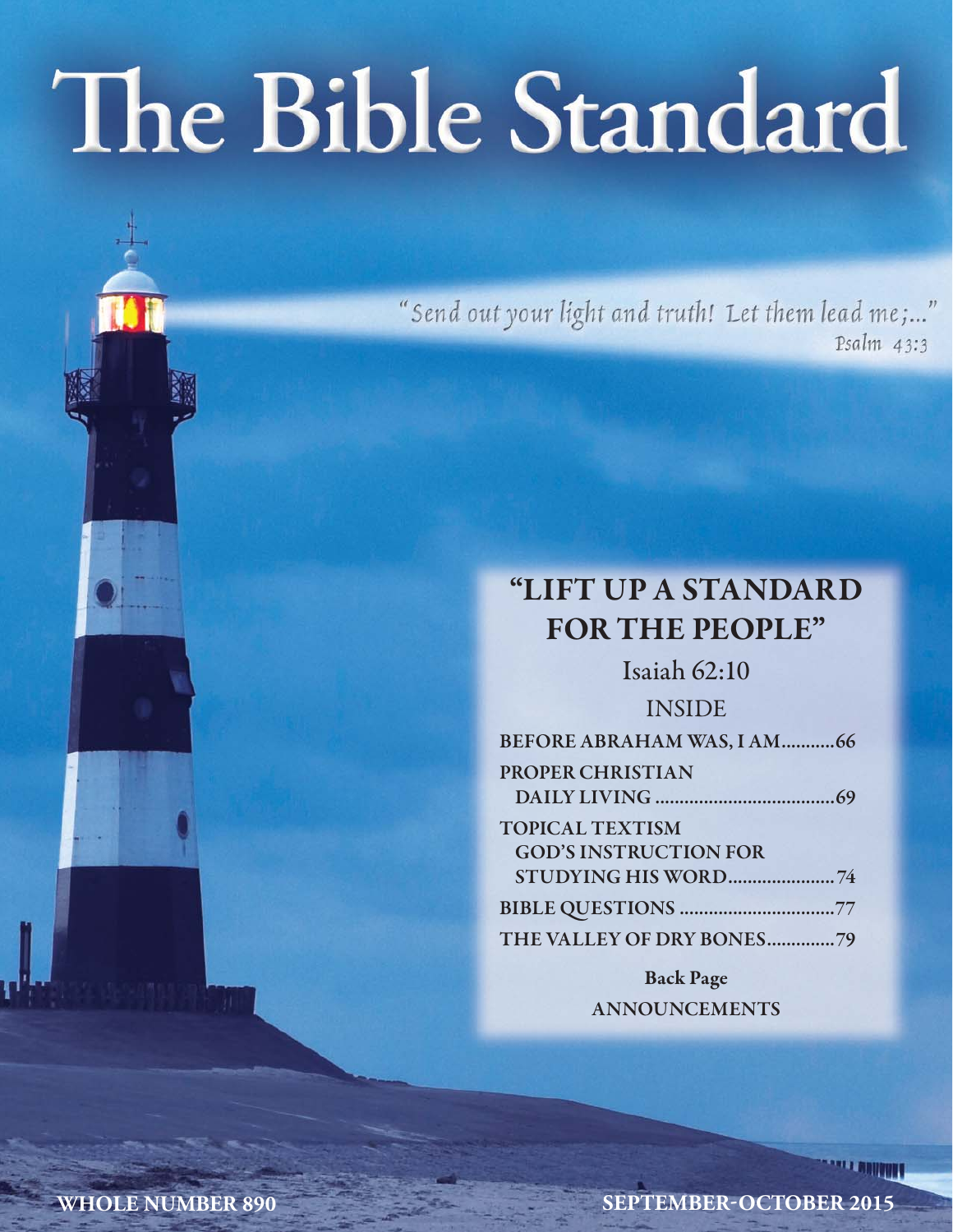# The Bible Standard

"Send out your light and truth! Let them lead me;..."
Psalm 43:3

## "LIFT UP A STANDARD FOR THE PEOPLE"

Isaiah 62:10

INSIDE

BEFORE ABRAHAM WAS, I AM...........66

PROPER CHRISTIAN DAILY LIVING.....................................69

TOPICAL TEXTISM GOD'S INSTRUCTION FOR STUDYING HIS WORD......................74

BIBLE QUESTIONS................................77

THE VALLEY OF DRY BONES..............79

**Back Page**

ANNOUNCEMENTS

**WHOLE NUMBER 890** **SEPTEMBER-OCTOBER 2015**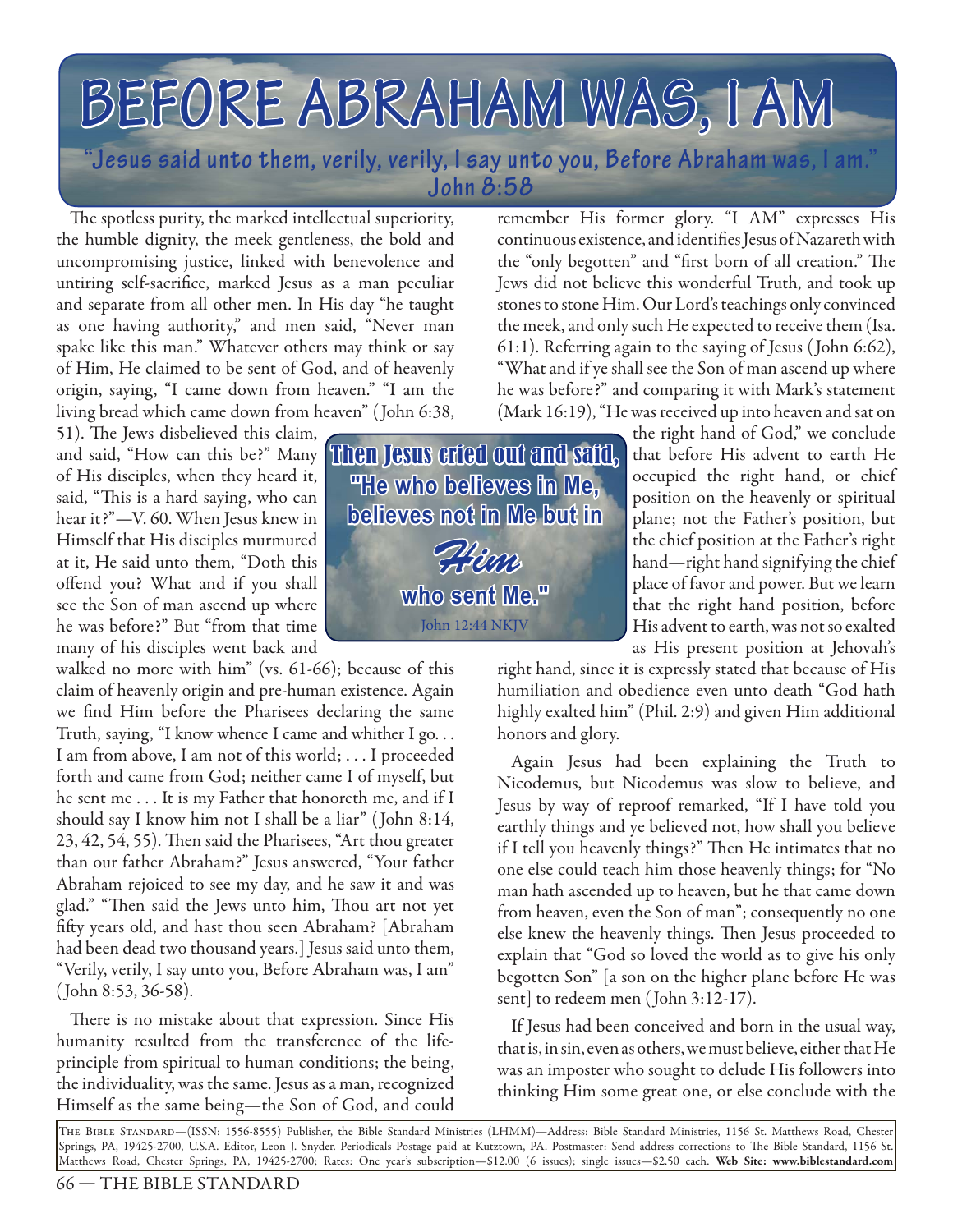# BEFORE ABRAHAM WAS, I AM

**"Jesus said unto them, verily, verily, I say unto you, Before Abraham was, I am." John 8:58**

The spotless purity, the marked intellectual superiority, the humble dignity, the meek gentleness, the bold and uncompromising justice, linked with benevolence and untiring self-sacrifice, marked Jesus as a man peculiar and separate from all other men. In His day "he taught as one having authority," and men said, "Never man spake like this man." Whatever others may think or say of Him, He claimed to be sent of God, and of heavenly origin, saying, "I came down from heaven." "I am the living bread which came down from heaven" (John 6:38, 51). The Jews disbelieved this claim, and said, "How can this be?" Many of His disciples, when they heard it, said, "This is a hard saying, who can hear it?"—V. 60. When Jesus knew in Himself that His disciples murmured at it, He said unto them, "Doth this offend you? What and if you shall see the Son of man ascend up where he was before?" But "from that time many of his disciples went back and walked no more with him" (vs. 61-66); because of this claim of heavenly origin and pre-human existence. Again we find Him before the Pharisees declaring the same Truth, saying, "I know whence I came and whither I go. . . I am from above, I am not of this world; . . . I proceeded forth and came from God; neither came I of myself, but he sent me . . . It is my Father that honoreth me, and if I should say I know him not I shall be a liar" (John 8:14, 23, 42, 54, 55). Then said the Pharisees, "Art thou greater than our father Abraham?" Jesus answered, "Your father Abraham rejoiced to see my day, and he saw it and was glad." "Then said the Jews unto him, Thou art not yet fifty years old, and hast thou seen Abraham? [Abraham had been dead two thousand years.] Jesus said unto them, "Verily, verily, I say unto you, Before Abraham was, I am" (John 8:53, 36-58).

> **Then Jesus cried out and said, "He who believes in Me, believes not in Me but in *Him* who sent Me."**
> John 12:44 NKJV

There is no mistake about that expression. Since His humanity resulted from the transference of the life-principle from spiritual to human conditions; the being, the individuality, was the same. Jesus as a man, recognized Himself as the same being—the Son of God, and could remember His former glory. "I AM" expresses His continuous existence, and identifies Jesus of Nazareth with the "only begotten" and "first born of all creation." The Jews did not believe this wonderful Truth, and took up stones to stone Him. Our Lord's teachings only convinced the meek, and only such He expected to receive them (Isa. 61:1). Referring again to the saying of Jesus (John 6:62), "What and if ye shall see the Son of man ascend up where he was before?" and comparing it with Mark's statement (Mark 16:19), "He was received up into heaven and sat on the right hand of God," we conclude that before His advent to earth He occupied the right hand, or chief position on the heavenly or spiritual plane; not the Father's position, but the chief position at the Father's right hand—right hand signifying the chief place of favor and power. But we learn that the right hand position, before His advent to earth, was not so exalted as His present position at Jehovah's right hand, since it is expressly stated that because of His humiliation and obedience even unto death "God hath highly exalted him" (Phil. 2:9) and given Him additional honors and glory.

Again Jesus had been explaining the Truth to Nicodemus, but Nicodemus was slow to believe, and Jesus by way of reproof remarked, "If I have told you earthly things and ye believed not, how shall you believe if I tell you heavenly things?" Then He intimates that no one else could teach him those heavenly things; for "No man hath ascended up to heaven, but he that came down from heaven, even the Son of man"; consequently no one else knew the heavenly things. Then Jesus proceeded to explain that "God so loved the world as to give his only begotten Son" [a son on the higher plane before He was sent] to redeem men (John 3:12-17).

If Jesus had been conceived and born in the usual way, that is, in sin, even as others, we must believe, either that He was an imposter who sought to delude His followers into thinking Him some great one, or else conclude with the

The Bible Standard—(ISSN: 1556-8555) Publisher, the Bible Standard Ministries (LHMM)—Address: Bible Standard Ministries, 1156 St. Matthews Road, Chester Springs, PA, 19425-2700, U.S.A. Editor, Leon J. Snyder. Periodicals Postage paid at Kutztown, PA. Postmaster: Send address corrections to The Bible Standard, 1156 St. Matthews Road, Chester Springs, PA, 19425-2700; Rates: One year's subscription—$12.00 (6 issues); single issues—$2.50 each. **Web Site: www.biblestandard.com**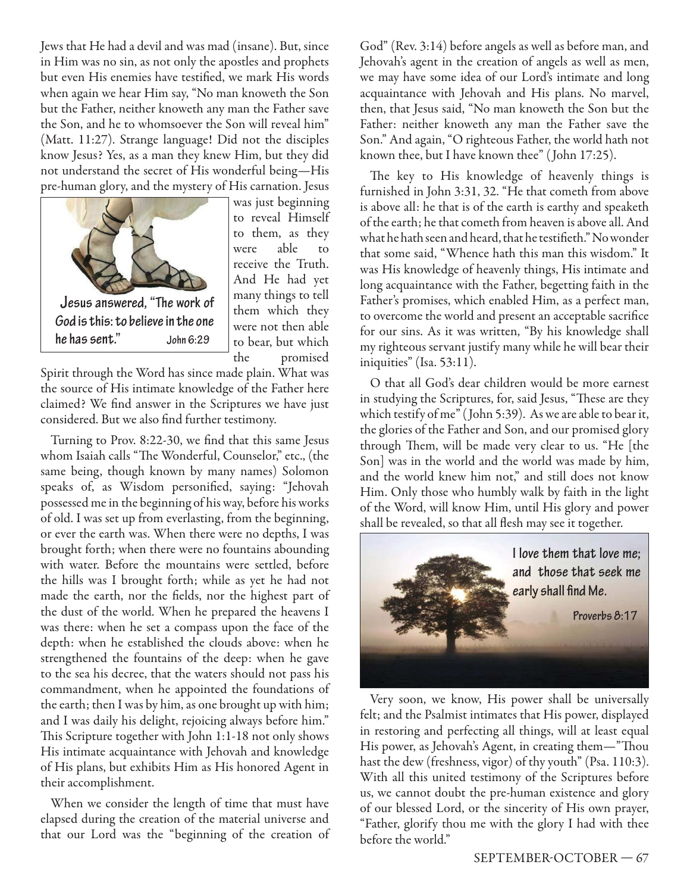Jews that He had a devil and was mad (insane). But, since in Him was no sin, as not only the apostles and prophets but even His enemies have testified, we mark His words when again we hear Him say, "No man knoweth the Son but the Father, neither knoweth any man the Father save the Son, and he to whomsoever the Son will reveal him" (Matt. 11:27). Strange language! Did not the disciples know Jesus? Yes, as a man they knew Him, but they did not understand the secret of His wonderful being—His pre-human glory, and the mystery of His carnation. Jesus was just beginning to reveal Himself to them, as they were able to receive the Truth. And He had yet many things to tell them which they were not then able to bear, but which the promised Spirit through the Word has since made plain. What was the source of His intimate knowledge of the Father here claimed? We find answer in the Scriptures we have just considered. But we also find further testimony.

**Jesus answered, "The work of God is this: to believe in the one he has sent." John 6:29**

Turning to Prov. 8:22-30, we find that this same Jesus whom Isaiah calls "The Wonderful, Counselor," etc., (the same being, though known by many names) Solomon speaks of, as Wisdom personified, saying: "Jehovah possessed me in the beginning of his way, before his works of old. I was set up from everlasting, from the beginning, or ever the earth was. When there were no depths, I was brought forth; when there were no fountains abounding with water. Before the mountains were settled, before the hills was I brought forth; while as yet he had not made the earth, nor the fields, nor the highest part of the dust of the world. When he prepared the heavens I was there: when he set a compass upon the face of the depth: when he established the clouds above: when he strengthened the fountains of the deep: when he gave to the sea his decree, that the waters should not pass his commandment, when he appointed the foundations of the earth; then I was by him, as one brought up with him; and I was daily his delight, rejoicing always before him." This Scripture together with John 1:1-18 not only shows His intimate acquaintance with Jehovah and knowledge of His plans, but exhibits Him as His honored Agent in their accomplishment.

When we consider the length of time that must have elapsed during the creation of the material universe and that our Lord was the "beginning of the creation of God" (Rev. 3:14) before angels as well as before man, and Jehovah's agent in the creation of angels as well as men, we may have some idea of our Lord's intimate and long acquaintance with Jehovah and His plans. No marvel, then, that Jesus said, "No man knoweth the Son but the Father: neither knoweth any man the Father save the Son." And again, "O righteous Father, the world hath not known thee, but I have known thee" (John 17:25).

The key to His knowledge of heavenly things is furnished in John 3:31, 32. "He that cometh from above is above all: he that is of the earth is earthy and speaketh of the earth; he that cometh from heaven is above all. And what he hath seen and heard, that he testifieth." No wonder that some said, "Whence hath this man this wisdom." It was His knowledge of heavenly things, His intimate and long acquaintance with the Father, begetting faith in the Father's promises, which enabled Him, as a perfect man, to overcome the world and present an acceptable sacrifice for our sins. As it was written, "By his knowledge shall my righteous servant justify many while he will bear their iniquities" (Isa. 53:11).

O that all God's dear children would be more earnest in studying the Scriptures, for, said Jesus, "These are they which testify of me" (John 5:39). As we are able to bear it, the glories of the Father and Son, and our promised glory through Them, will be made very clear to us. "He [the Son] was in the world and the world was made by him, and the world knew him not," and still does not know Him. Only those who humbly walk by faith in the light of the Word, will know Him, until His glory and power shall be revealed, so that all flesh may see it together.

**I love them that love me; and those that seek me early shall find Me. Proverbs 8:17**

Very soon, we know, His power shall be universally felt; and the Psalmist intimates that His power, displayed in restoring and perfecting all things, will at least equal His power, as Jehovah's Agent, in creating them—"Thou hast the dew (freshness, vigor) of thy youth" (Psa. 110:3). With all this united testimony of the Scriptures before us, we cannot doubt the pre-human existence and glory of our blessed Lord, or the sincerity of His own prayer, "Father, glorify thou me with the glory I had with thee before the world."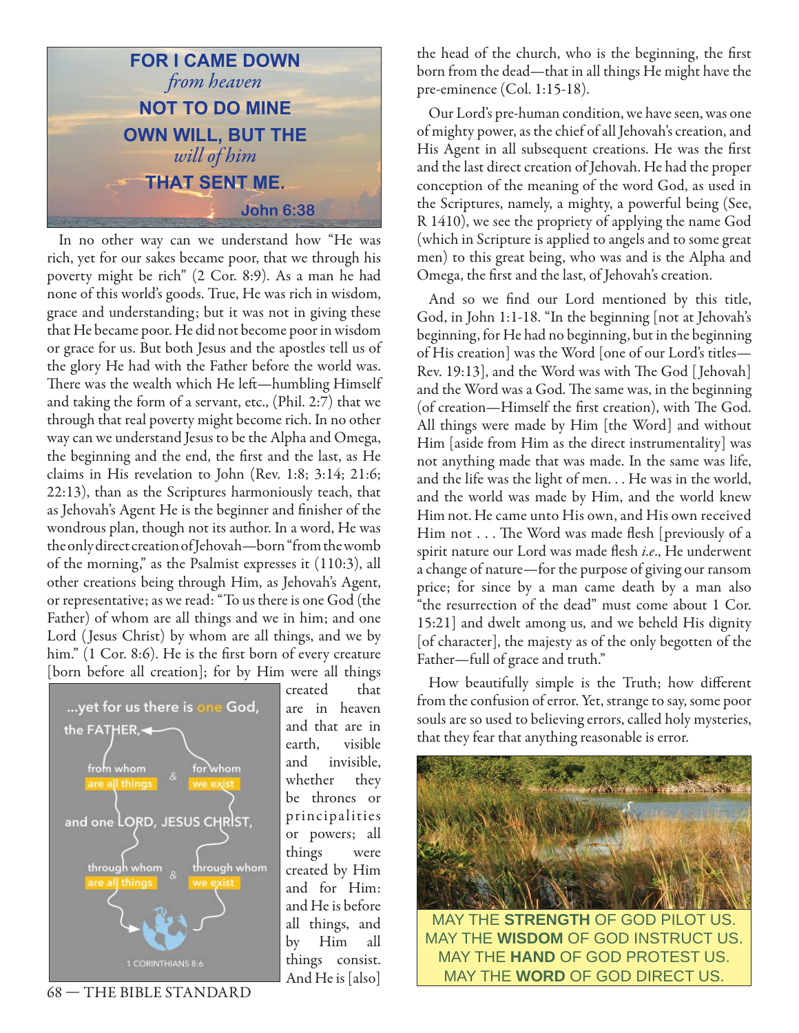**FOR I CAME DOWN** *from heaven* **NOT TO DO MINE OWN WILL, BUT THE** *will of him* **THAT SENT ME.**
**John 6:38**

In no other way can we understand how "He was rich, yet for our sakes became poor, that we through his poverty might be rich" (2 Cor. 8:9). As a man he had none of this world's goods. True, He was rich in wisdom, grace and understanding; but it was not in giving these that He became poor. He did not become poor in wisdom or grace for us. But both Jesus and the apostles tell us of the glory He had with the Father before the world was. There was the wealth which He left—humbling Himself and taking the form of a servant, etc., (Phil. 2:7) that we through that real poverty might become rich. In no other way can we understand Jesus to be the Alpha and Omega, the beginning and the end, the first and the last, as He claims in His revelation to John (Rev. 1:8; 3:14; 21:6; 22:13), than as the Scriptures harmoniously teach, that as Jehovah's Agent He is the beginner and finisher of the wondrous plan, though not its author. In a word, He was the only direct creation of Jehovah—born "from the womb of the morning," as the Psalmist expresses it (110:3), all other creations being through Him, as Jehovah's Agent, or representative; as we read: "To us there is one God (the Father) of whom are all things and we in him; and one Lord (Jesus Christ) by whom are all things, and we by him." (1 Cor. 8:6). He is the first born of every creature [born before all creation]; for by Him were all things created that are in heaven and that are in earth, visible and invisible, whether they be thrones or principalities or powers; all things were created by Him and for Him: and He is before all things, and by Him all things consist. And He is [also] the head of the church, who is the beginning, the first born from the dead—that in all things He might have the pre-eminence (Col. 1:15-18).

...yet for us there is one God, the FATHER, from whom are all things & for whom we exist and one LORD, JESUS CHRIST, through whom are all things & through whom we exist
1 CORINTHIANS 8:6

Our Lord's pre-human condition, we have seen, was one of mighty power, as the chief of all Jehovah's creation, and His Agent in all subsequent creations. He was the first and the last direct creation of Jehovah. He had the proper conception of the meaning of the word God, as used in the Scriptures, namely, a mighty, a powerful being (See, R 1410), we see the propriety of applying the name God (which in Scripture is applied to angels and to some great men) to this great being, who was and is the Alpha and Omega, the first and the last, of Jehovah's creation.

And so we find our Lord mentioned by this title, God, in John 1:1-18. "In the beginning [not at Jehovah's beginning, for He had no beginning, but in the beginning of His creation] was the Word [one of our Lord's titles—Rev. 19:13], and the Word was with The God [Jehovah] and the Word was a God. The same was, in the beginning (of creation—Himself the first creation), with The God. All things were made by Him [the Word] and without Him [aside from Him as the direct instrumentality] was not anything made that was made. In the same was life, and the life was the light of men. . . He was in the world, and the world was made by Him, and the world knew Him not. He came unto His own, and His own received Him not . . . The Word was made flesh [previously of a spirit nature our Lord was made flesh *i.e*., He underwent a change of nature—for the purpose of giving our ransom price; for since by a man came death by a man also "the resurrection of the dead" must come about 1 Cor. 15:21] and dwelt among us, and we beheld His dignity [of character], the majesty as of the only begotten of the Father—full of grace and truth."

How beautifully simple is the Truth; how different from the confusion of error. Yet, strange to say, some poor souls are so used to believing errors, called holy mysteries, that they fear that anything reasonable is error.

MAY THE **STRENGTH** OF GOD PILOT US.
MAY THE **WISDOM** OF GOD INSTRUCT US.
MAY THE **HAND** OF GOD PROTEST US.
MAY THE **WORD** OF GOD DIRECT US.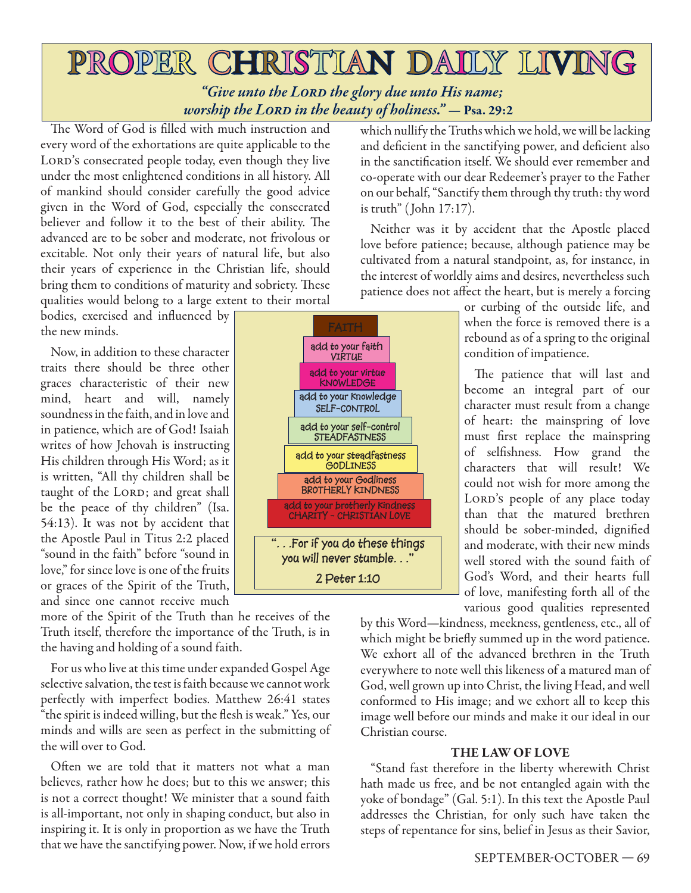# PROPER CHRISTIAN DAILY LIVING

*"Give unto the LORD the glory due unto His name; worship the LORD in the beauty of holiness."* — **Psa. 29:2**

The Word of God is filled with much instruction and every word of the exhortations are quite applicable to the LORD's consecrated people today, even though they live under the most enlightened conditions in all history. All of mankind should consider carefully the good advice given in the Word of God, especially the consecrated believer and follow it to the best of their ability. The advanced are to be sober and moderate, not frivolous or excitable. Not only their years of natural life, but also their years of experience in the Christian life, should bring them to conditions of maturity and sobriety. These qualities would belong to a large extent to their mortal bodies, exercised and influenced by the new minds.

Now, in addition to these character traits there should be three other graces characteristic of their new mind, heart and will, namely soundness in the faith, and in love and in patience, which are of God! Isaiah writes of how Jehovah is instructing His children through His Word; as it is written, "All thy children shall be taught of the LORD; and great shall be the peace of thy children" (Isa. 54:13). It was not by accident that the Apostle Paul in Titus 2:2 placed "sound in the faith" before "sound in love," for since love is one of the fruits or graces of the Spirit of the Truth, and since one cannot receive much more of the Spirit of the Truth than he receives of the Truth itself, therefore the importance of the Truth, is in the having and holding of a sound faith.

FAITH
add to your faith VIRTUE
add to your virtue KNOWLEDGE
add to your knowledge SELF-CONTROL
add to your self-control STEADFASTNESS
add to your steadfastness GODLINESS
add to your Godliness BROTHERLY KINDNESS
add to your brotherly kindness CHARITY – CHRISTIAN LOVE

". . .For if you do these things you will never stumble. . ."

2 Peter 1:10

For us who live at this time under expanded Gospel Age selective salvation, the test is faith because we cannot work perfectly with imperfect bodies. Matthew 26:41 states "the spirit is indeed willing, but the flesh is weak." Yes, our minds and wills are seen as perfect in the submitting of the will over to God.

Often we are told that it matters not what a man believes, rather how he does; but to this we answer; this is not a correct thought! We minister that a sound faith is all-important, not only in shaping conduct, but also in inspiring it. It is only in proportion as we have the Truth that we have the sanctifying power. Now, if we hold errors which nullify the Truths which we hold, we will be lacking and deficient in the sanctifying power, and deficient also in the sanctification itself. We should ever remember and co-operate with our dear Redeemer's prayer to the Father on our behalf, "Sanctify them through thy truth: thy word is truth" (John 17:17).

Neither was it by accident that the Apostle placed love before patience; because, although patience may be cultivated from a natural standpoint, as, for instance, in the interest of worldly aims and desires, nevertheless such patience does not affect the heart, but is merely a forcing or curbing of the outside life, and when the force is removed there is a rebound as of a spring to the original condition of impatience.

The patience that will last and become an integral part of our character must result from a change of heart: the mainspring of love must first replace the mainspring of selfishness. How grand the characters that will result! We could not wish for more among the LORD's people of any place today than that the matured brethren should be sober-minded, dignified and moderate, with their new minds well stored with the sound faith of God's Word, and their hearts full of love, manifesting forth all of the various good qualities represented by this Word—kindness, meekness, gentleness, etc., all of which might be briefly summed up in the word patience. We exhort all of the advanced brethren in the Truth everywhere to note well this likeness of a matured man of God, well grown up into Christ, the living Head, and well conformed to His image; and we exhort all to keep this image well before our minds and make it our ideal in our Christian course.

### THE LAW OF LOVE

"Stand fast therefore in the liberty wherewith Christ hath made us free, and be not entangled again with the yoke of bondage" (Gal. 5:1). In this text the Apostle Paul addresses the Christian, for only such have taken the steps of repentance for sins, belief in Jesus as their Savior,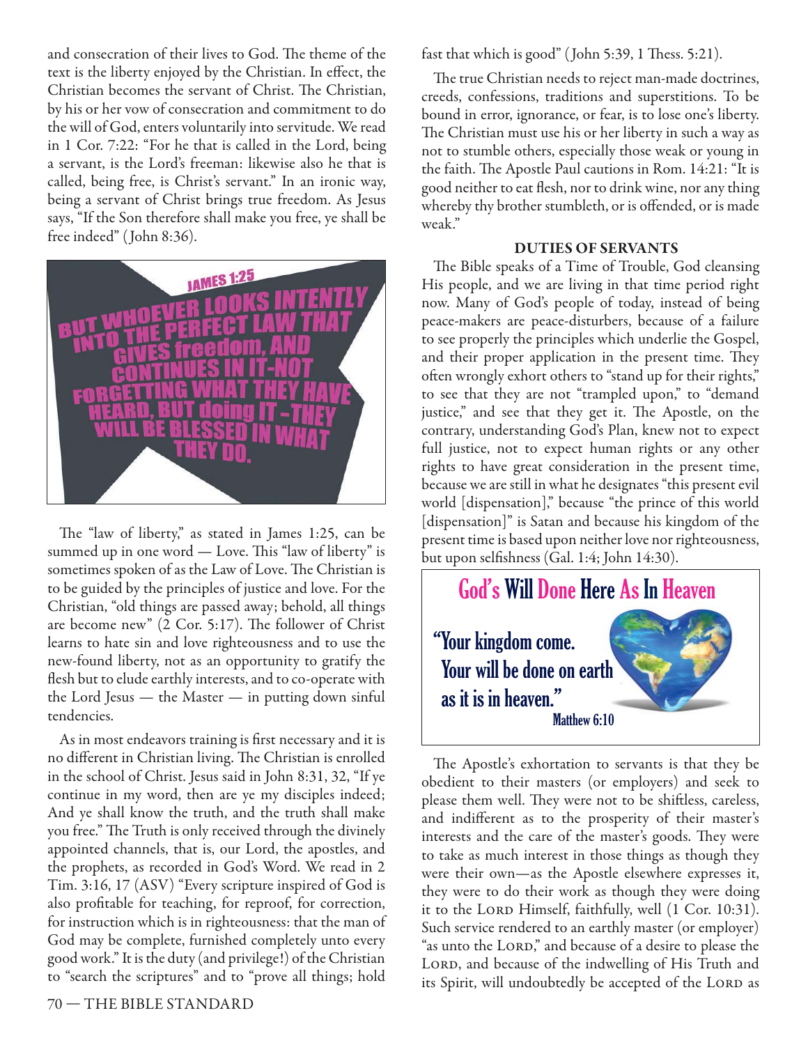and consecration of their lives to God. The theme of the text is the liberty enjoyed by the Christian. In effect, the Christian becomes the servant of Christ. The Christian, by his or her vow of consecration and commitment to do the will of God, enters voluntarily into servitude. We read in 1 Cor. 7:22: "For he that is called in the Lord, being a servant, is the Lord's freeman: likewise also he that is called, being free, is Christ's servant." In an ironic way, being a servant of Christ brings true freedom. As Jesus says, "If the Son therefore shall make you free, ye shall be free indeed" (John 8:36).

JAMES 1:25

BUT WHOEVER LOOKS INTENTLY INTO THE PERFECT LAW THAT GIVES freedom, AND CONTINUES IN IT-NOT FORGETTING WHAT THEY HAVE HEARD, BUT doing IT - THEY WILL BE BLESSED IN WHAT THEY DO.

The "law of liberty," as stated in James 1:25, can be summed up in one word — Love. This "law of liberty" is sometimes spoken of as the Law of Love. The Christian is to be guided by the principles of justice and love. For the Christian, "old things are passed away; behold, all things are become new" (2 Cor. 5:17). The follower of Christ learns to hate sin and love righteousness and to use the new-found liberty, not as an opportunity to gratify the flesh but to elude earthly interests, and to co-operate with the Lord Jesus — the Master — in putting down sinful tendencies.

As in most endeavors training is first necessary and it is no different in Christian living. The Christian is enrolled in the school of Christ. Jesus said in John 8:31, 32, "If ye continue in my word, then are ye my disciples indeed; And ye shall know the truth, and the truth shall make you free." The Truth is only received through the divinely appointed channels, that is, our Lord, the apostles, and the prophets, as recorded in God's Word. We read in 2 Tim. 3:16, 17 (ASV) "Every scripture inspired of God is also profitable for teaching, for reproof, for correction, for instruction which is in righteousness: that the man of God may be complete, furnished completely unto every good work." It is the duty (and privilege!) of the Christian to "search the scriptures" and to "prove all things; hold fast that which is good" (John 5:39, 1 Thess. 5:21).

The true Christian needs to reject man-made doctrines, creeds, confessions, traditions and superstitions. To be bound in error, ignorance, or fear, is to lose one's liberty. The Christian must use his or her liberty in such a way as not to stumble others, especially those weak or young in the faith. The Apostle Paul cautions in Rom. 14:21: "It is good neither to eat flesh, nor to drink wine, nor any thing whereby thy brother stumbleth, or is offended, or is made weak."

## DUTIES OF SERVANTS

The Bible speaks of a Time of Trouble, God cleansing His people, and we are living in that time period right now. Many of God's people of today, instead of being peace-makers are peace-disturbers, because of a failure to see properly the principles which underlie the Gospel, and their proper application in the present time. They often wrongly exhort others to "stand up for their rights," to see that they are not "trampled upon," to "demand justice," and see that they get it. The Apostle, on the contrary, understanding God's Plan, knew not to expect full justice, not to expect human rights or any other rights to have great consideration in the present time, because we are still in what he designates "this present evil world [dispensation]," because "the prince of this world [dispensation]" is Satan and because his kingdom of the present time is based upon neither love nor righteousness, but upon selfishness (Gal. 1:4; John 14:30).

God's Will Done Here As In Heaven

"Your kingdom come. Your will be done on earth as it is in heaven."
Matthew 6:10

The Apostle's exhortation to servants is that they be obedient to their masters (or employers) and seek to please them well. They were not to be shiftless, careless, and indifferent as to the prosperity of their master's interests and the care of the master's goods. They were to take as much interest in those things as though they were their own—as the Apostle elsewhere expresses it, they were to do their work as though they were doing it to the LORD Himself, faithfully, well (1 Cor. 10:31). Such service rendered to an earthly master (or employer) "as unto the LORD," and because of a desire to please the LORD, and because of the indwelling of His Truth and its Spirit, will undoubtedly be accepted of the LORD as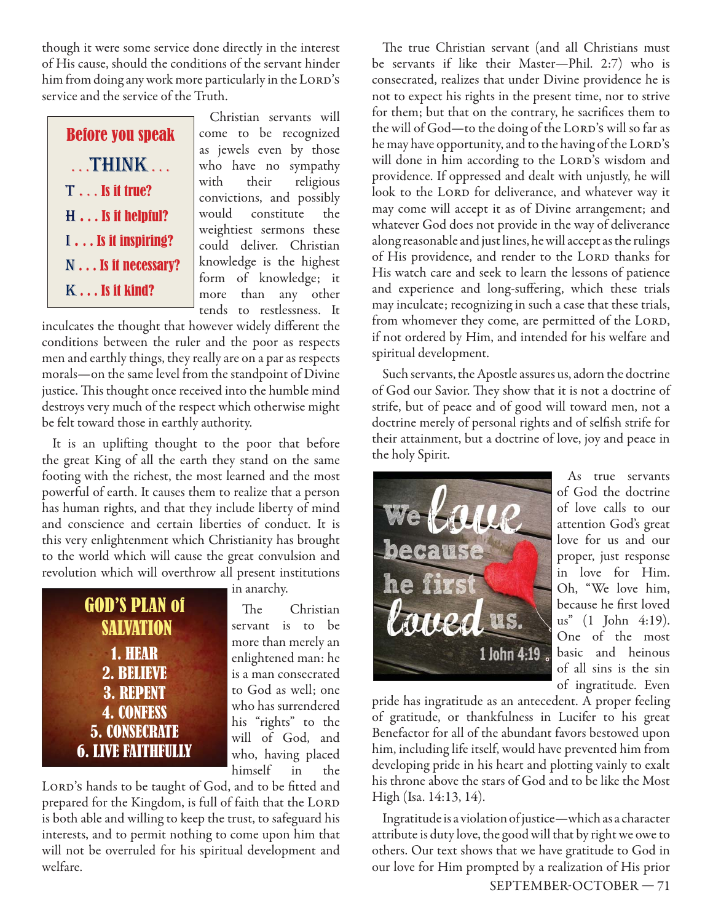though it were some service done directly in the interest of His cause, should the conditions of the servant hinder him from doing any work more particularly in the LORD's service and the service of the Truth.

**Before you speak**
**. . . THINK . . .**
**T . . . Is it true?**
**H . . . Is it helpful?**
**I . . . Is it inspiring?**
**N . . . Is it necessary?**
**K . . . Is it kind?**

Christian servants will come to be recognized as jewels even by those who have no sympathy with their religious convictions, and possibly would constitute the weightiest sermons these could deliver. Christian knowledge is the highest form of knowledge; it more than any other tends to restlessness. It inculcates the thought that however widely different the conditions between the ruler and the poor as respects men and earthly things, they really are on a par as respects morals—on the same level from the standpoint of Divine justice. This thought once received into the humble mind destroys very much of the respect which otherwise might be felt toward those in earthly authority.

It is an uplifting thought to the poor that before the great King of all the earth they stand on the same footing with the richest, the most learned and the most powerful of earth. It causes them to realize that a person has human rights, and that they include liberty of mind and conscience and certain liberties of conduct. It is this very enlightenment which Christianity has brought to the world which will cause the great convulsion and revolution which will overthrow all present institutions in anarchy.

**GOD'S PLAN of SALVATION**
**1. HEAR**
**2. BELIEVE**
**3. REPENT**
**4. CONFESS**
**5. CONSECRATE**
**6. LIVE FAITHFULLY**

The Christian servant is to be more than merely an enlightened man: he is a man consecrated to God as well; one who has surrendered his "rights" to the will of God, and who, having placed himself in the LORD's hands to be taught of God, and to be fitted and prepared for the Kingdom, is full of faith that the LORD is both able and willing to keep the trust, to safeguard his interests, and to permit nothing to come upon him that will not be overruled for his spiritual development and welfare.

The true Christian servant (and all Christians must be servants if like their Master—Phil. 2:7) who is consecrated, realizes that under Divine providence he is not to expect his rights in the present time, nor to strive for them; but that on the contrary, he sacrifices them to the will of God—to the doing of the LORD's will so far as he may have opportunity, and to the having of the LORD's will done in him according to the LORD's wisdom and providence. If oppressed and dealt with unjustly, he will look to the LORD for deliverance, and whatever way it may come will accept it as of Divine arrangement; and whatever God does not provide in the way of deliverance along reasonable and just lines, he will accept as the rulings of His providence, and render to the LORD thanks for His watch care and seek to learn the lessons of patience and experience and long-suffering, which these trials may inculcate; recognizing in such a case that these trials, from whomever they come, are permitted of the LORD, if not ordered by Him, and intended for his welfare and spiritual development.

Such servants, the Apostle assures us, adorn the doctrine of God our Savior. They show that it is not a doctrine of strife, but of peace and of good will toward men, not a doctrine merely of personal rights and of selfish strife for their attainment, but a doctrine of love, joy and peace in the holy Spirit.

We love because he first loved us. 1 John 4:19

As true servants of God the doctrine of love calls to our attention God's great love for us and our proper, just response in love for Him. Oh, "We love him, because he first loved us" (1 John 4:19). One of the most basic and heinous of all sins is the sin of ingratitude. Even pride has ingratitude as an antecedent. A proper feeling of gratitude, or thankfulness in Lucifer to his great Benefactor for all of the abundant favors bestowed upon him, including life itself, would have prevented him from developing pride in his heart and plotting vainly to exalt his throne above the stars of God and to be like the Most High (Isa. 14:13, 14).

Ingratitude is a violation of justice—which as a character attribute is duty love, the good will that by right we owe to others. Our text shows that we have gratitude to God in our love for Him prompted by a realization of His prior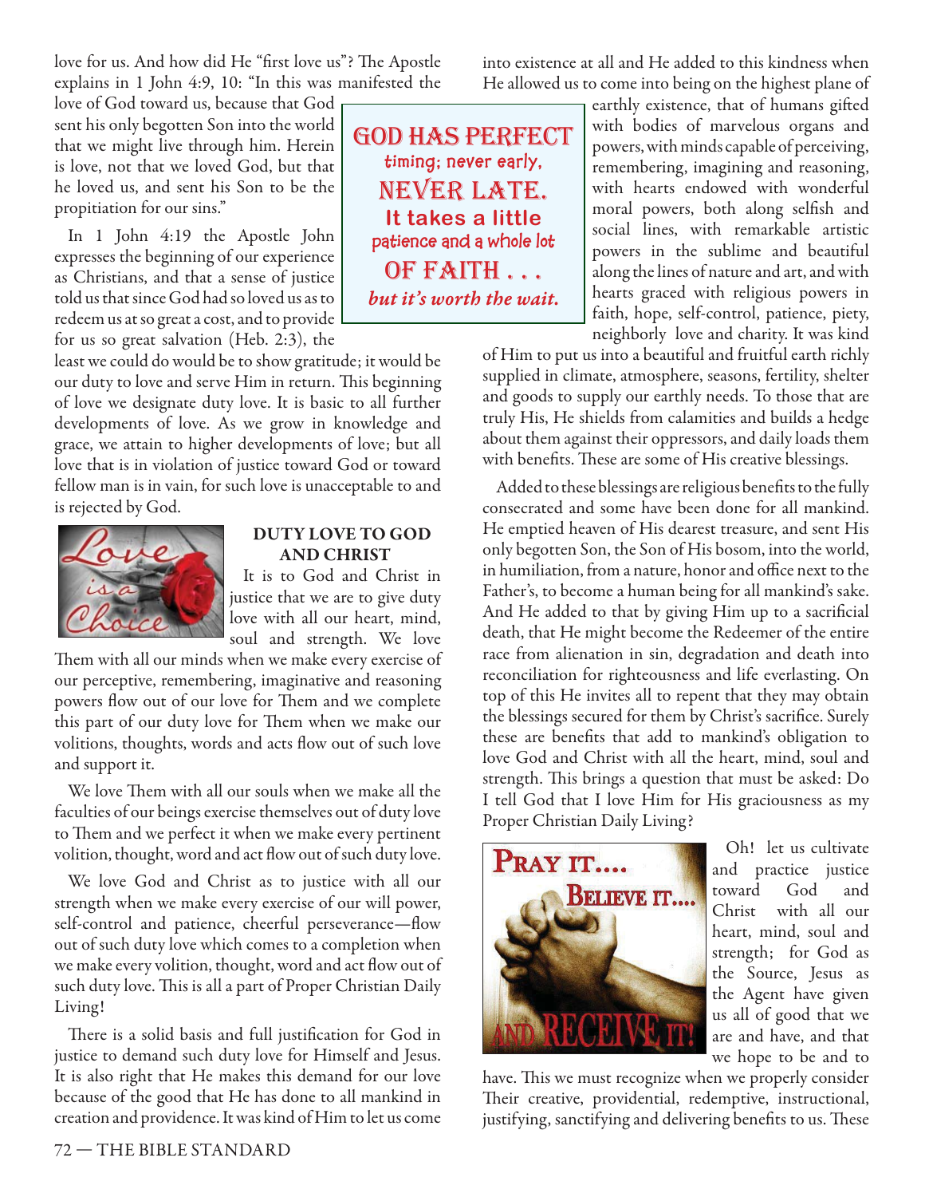love for us. And how did He "first love us"? The Apostle explains in 1 John 4:9, 10: "In this was manifested the love of God toward us, because that God sent his only begotten Son into the world that we might live through him. Herein is love, not that we loved God, but that he loved us, and sent his Son to be the propitiation for our sins."

In 1 John 4:19 the Apostle John expresses the beginning of our experience as Christians, and that a sense of justice told us that since God had so loved us as to redeem us at so great a cost, and to provide for us so great salvation (Heb. 2:3), the least we could do would be to show gratitude; it would be our duty to love and serve Him in return. This beginning of love we designate duty love. It is basic to all further developments of love. As we grow in knowledge and grace, we attain to higher developments of love; but all love that is in violation of justice toward God or toward fellow man is in vain, for such love is unacceptable to and is rejected by God.

> **GOD HAS PERFECT timing; never early, NEVER LATE. It takes a little patience and a whole lot OF FAITH . . .** *but it's worth the wait.*

### DUTY LOVE TO GOD AND CHRIST

It is to God and Christ in justice that we are to give duty love with all our heart, mind, soul and strength. We love Them with all our minds when we make every exercise of our perceptive, remembering, imaginative and reasoning powers flow out of our love for Them and we complete this part of our duty love for Them when we make our volitions, thoughts, words and acts flow out of such love and support it.

We love Them with all our souls when we make all the faculties of our beings exercise themselves out of duty love to Them and we perfect it when we make every pertinent volition, thought, word and act flow out of such duty love.

We love God and Christ as to justice with all our strength when we make every exercise of our will power, self-control and patience, cheerful perseverance—flow out of such duty love which comes to a completion when we make every volition, thought, word and act flow out of such duty love. This is all a part of Proper Christian Daily Living!

There is a solid basis and full justification for God in justice to demand such duty love for Himself and Jesus. It is also right that He makes this demand for our love because of the good that He has done to all mankind in creation and providence. It was kind of Him to let us come into existence at all and He added to this kindness when He allowed us to come into being on the highest plane of earthly existence, that of humans gifted with bodies of marvelous organs and powers, with minds capable of perceiving, remembering, imagining and reasoning, with hearts endowed with wonderful moral powers, both along selfish and social lines, with remarkable artistic powers in the sublime and beautiful along the lines of nature and art, and with hearts graced with religious powers in faith, hope, self-control, patience, piety, neighborly love and charity. It was kind of Him to put us into a beautiful and fruitful earth richly supplied in climate, atmosphere, seasons, fertility, shelter and goods to supply our earthly needs. To those that are truly His, He shields from calamities and builds a hedge about them against their oppressors, and daily loads them with benefits. These are some of His creative blessings.

Added to these blessings are religious benefits to the fully consecrated and some have been done for all mankind. He emptied heaven of His dearest treasure, and sent His only begotten Son, the Son of His bosom, into the world, in humiliation, from a nature, honor and office next to the Father's, to become a human being for all mankind's sake. And He added to that by giving Him up to a sacrificial death, that He might become the Redeemer of the entire race from alienation in sin, degradation and death into reconciliation for righteousness and life everlasting. On top of this He invites all to repent that they may obtain the blessings secured for them by Christ's sacrifice. Surely these are benefits that add to mankind's obligation to love God and Christ with all the heart, mind, soul and strength. This brings a question that must be asked: Do I tell God that I love Him for His graciousness as my Proper Christian Daily Living?

Oh! let us cultivate and practice justice toward God and Christ with all our heart, mind, soul and strength; for God as the Source, Jesus as the Agent have given us all of good that we are and have, and that we hope to be and to have. This we must recognize when we properly consider Their creative, providential, redemptive, instructional, justifying, sanctifying and delivering benefits to us. These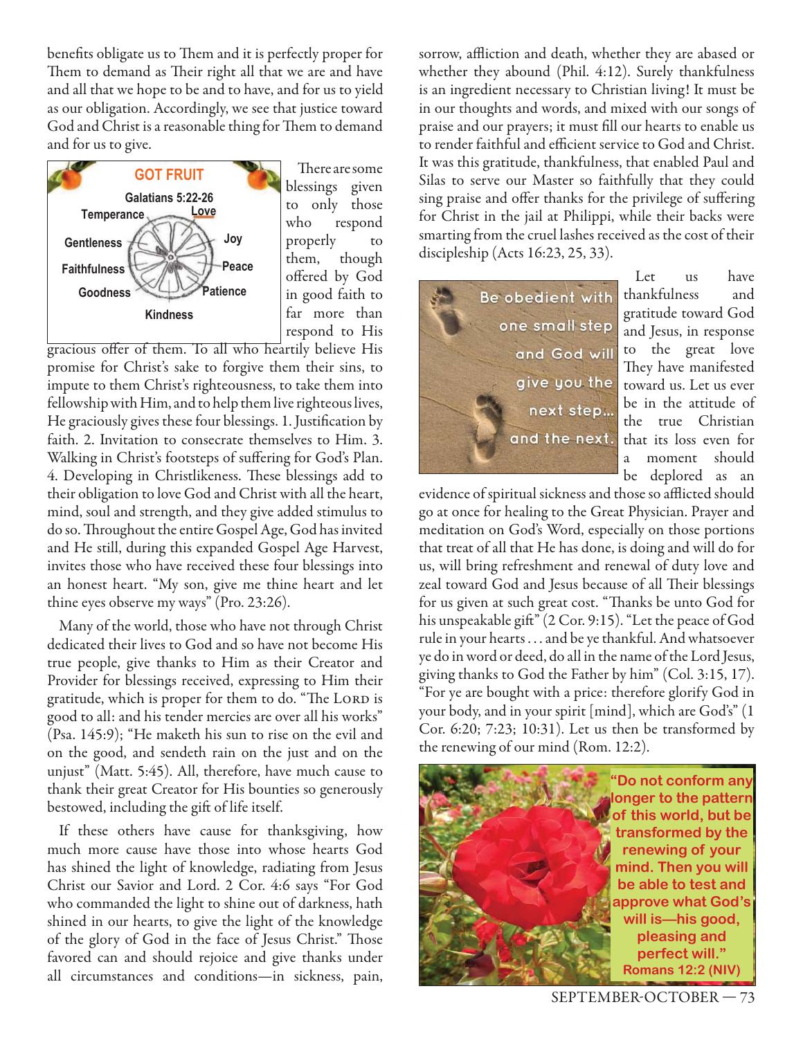benefits obligate us to Them and it is perfectly proper for Them to demand as Their right all that we are and have and all that we hope to be and to have, and for us to yield as our obligation. Accordingly, we see that justice toward God and Christ is a reasonable thing for Them to demand and for us to give.

GOT FRUIT

Galatians 5:22-26

Love, Joy, Peace, Patience, Kindness, Goodness, Faithfulness, Gentleness, Temperance

There are some blessings given to only those who respond properly to them, though offered by God in good faith to far more than respond to His gracious offer of them. To all who heartily believe His promise for Christ's sake to forgive them their sins, to impute to them Christ's righteousness, to take them into fellowship with Him, and to help them live righteous lives, He graciously gives these four blessings. 1. Justification by faith. 2. Invitation to consecrate themselves to Him. 3. Walking in Christ's footsteps of suffering for God's Plan. 4. Developing in Christlikeness. These blessings add to their obligation to love God and Christ with all the heart, mind, soul and strength, and they give added stimulus to do so. Throughout the entire Gospel Age, God has invited and He still, during this expanded Gospel Age Harvest, invites those who have received these four blessings into an honest heart. "My son, give me thine heart and let thine eyes observe my ways" (Pro. 23:26).

Many of the world, those who have not through Christ dedicated their lives to God and so have not become His true people, give thanks to Him as their Creator and Provider for blessings received, expressing to Him their gratitude, which is proper for them to do. "The Lord is good to all: and his tender mercies are over all his works" (Psa. 145:9); "He maketh his sun to rise on the evil and on the good, and sendeth rain on the just and on the unjust" (Matt. 5:45). All, therefore, have much cause to thank their great Creator for His bounties so generously bestowed, including the gift of life itself.

If these others have cause for thanksgiving, how much more cause have those into whose hearts God has shined the light of knowledge, radiating from Jesus Christ our Savior and Lord. 2 Cor. 4:6 says "For God who commanded the light to shine out of darkness, hath shined in our hearts, to give the light of the knowledge of the glory of God in the face of Jesus Christ." Those favored can and should rejoice and give thanks under all circumstances and conditions—in sickness, pain, sorrow, affliction and death, whether they are abased or whether they abound (Phil. 4:12). Surely thankfulness is an ingredient necessary to Christian living! It must be in our thoughts and words, and mixed with our songs of praise and our prayers; it must fill our hearts to enable us to render faithful and efficient service to God and Christ. It was this gratitude, thankfulness, that enabled Paul and Silas to serve our Master so faithfully that they could sing praise and offer thanks for the privilege of suffering for Christ in the jail at Philippi, while their backs were smarting from the cruel lashes received as the cost of their discipleship (Acts 16:23, 25, 33).

Be obedient with one small step and God will give you the next step... and the next.

Let us have thankfulness and gratitude toward God and Jesus, in response to the great love They have manifested toward us. Let us ever be in the attitude of the true Christian that its loss even for a moment should be deplored as an evidence of spiritual sickness and those so afflicted should go at once for healing to the Great Physician. Prayer and meditation on God's Word, especially on those portions that treat of all that He has done, is doing and will do for us, will bring refreshment and renewal of duty love and zeal toward God and Jesus because of all Their blessings for us given at such great cost. "Thanks be unto God for his unspeakable gift" (2 Cor. 9:15). "Let the peace of God rule in your hearts . . . and be ye thankful. And whatsoever ye do in word or deed, do all in the name of the Lord Jesus, giving thanks to God the Father by him" (Col. 3:15, 17). "For ye are bought with a price: therefore glorify God in your body, and in your spirit [mind], which are God's" (1 Cor. 6:20; 7:23; 10:31). Let us then be transformed by the renewing of our mind (Rom. 12:2).

**"Do not conform any longer to the pattern of this world, but be transformed by the renewing of your mind. Then you will be able to test and approve what God's will is—his good, pleasing and perfect will." Romans 12:2 (NIV)**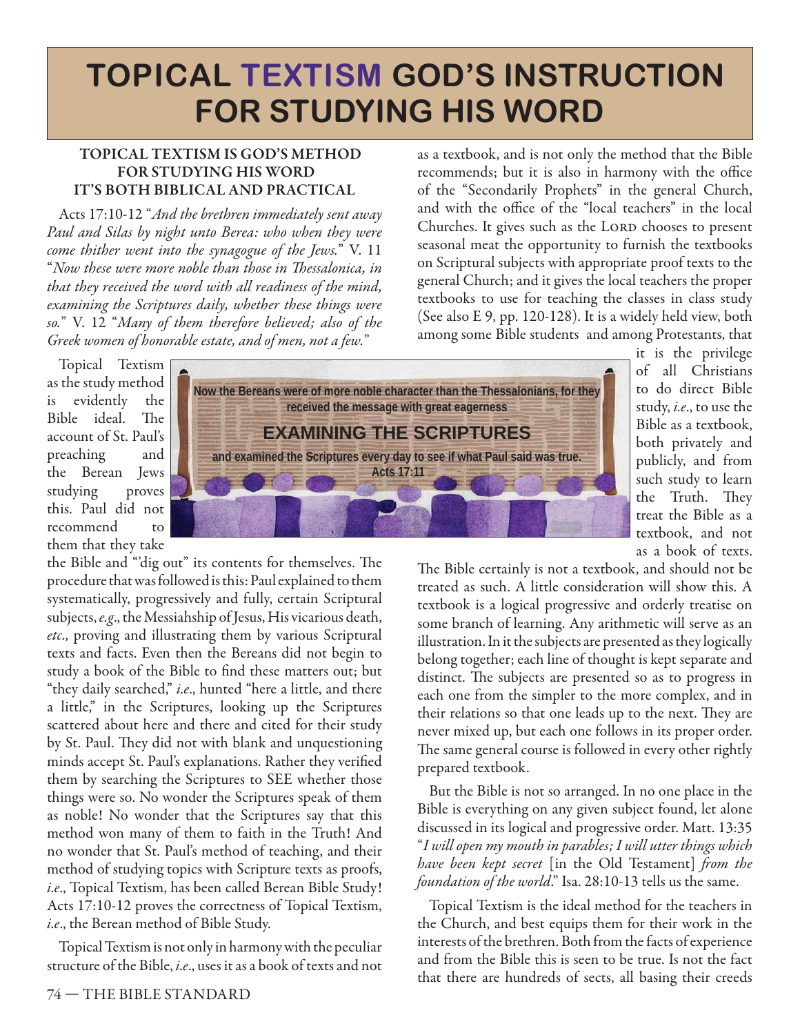# TOPICAL TEXTISM GOD'S INSTRUCTION FOR STUDYING HIS WORD

### TOPICAL TEXTISM IS GOD'S METHOD FOR STUDYING HIS WORD IT'S BOTH BIBLICAL AND PRACTICAL

Acts 17:10-12 "*And the brethren immediately sent away Paul and Silas by night unto Berea: who when they were come thither went into the synagogue of the Jews.*" V. 11 "*Now these were more noble than those in Thessalonica, in that they received the word with all readiness of the mind, examining the Scriptures daily, whether these things were so.*" V. 12 "*Many of them therefore believed; also of the Greek women of honorable estate, and of men, not a few.*"

Now the Bereans were of more noble character than the Thessalonians, for they received the message with great eagerness

EXAMINING THE SCRIPTURES

and examined the Scriptures every day to see if what Paul said was true. Acts 17:11

Topical Textism as the study method is evidently the Bible ideal. The account of St. Paul's preaching and the Berean Jews studying proves this. Paul did not recommend to them that they take the Bible and "'dig out" its contents for themselves. The procedure that was followed is this: Paul explained to them systematically, progressively and fully, certain Scriptural subjects, *e.g*., the Messiahship of Jesus, His vicarious death, *etc*., proving and illustrating them by various Scriptural texts and facts. Even then the Bereans did not begin to study a book of the Bible to find these matters out; but "they daily searched," *i.e*., hunted "here a little, and there a little," in the Scriptures, looking up the Scriptures scattered about here and there and cited for their study by St. Paul. They did not with blank and unquestioning minds accept St. Paul's explanations. Rather they verified them by searching the Scriptures to SEE whether those things were so. No wonder the Scriptures speak of them as noble! No wonder that the Scriptures say that this method won many of them to faith in the Truth! And no wonder that St. Paul's method of teaching, and their method of studying topics with Scripture texts as proofs, *i.e*., Topical Textism, has been called Berean Bible Study! Acts 17:10-12 proves the correctness of Topical Textism, *i.e*., the Berean method of Bible Study.

Topical Textism is not only in harmony with the peculiar structure of the Bible, *i.e*., uses it as a book of texts and not as a textbook, and is not only the method that the Bible recommends; but it is also in harmony with the office of the "Secondarily Prophets" in the general Church, and with the office of the "local teachers" in the local Churches. It gives such as the LORD chooses to present seasonal meat the opportunity to furnish the textbooks on Scriptural subjects with appropriate proof texts to the general Church; and it gives the local teachers the proper textbooks to use for teaching the classes in class study (See also E 9, pp. 120-128). It is a widely held view, both among some Bible students and among Protestants, that it is the privilege of all Christians to do direct Bible study, *i.e*., to use the Bible as a textbook, both privately and publicly, and from such study to learn the Truth. They treat the Bible as a textbook, and not as a book of texts. The Bible certainly is not a textbook, and should not be treated as such. A little consideration will show this. A textbook is a logical progressive and orderly treatise on some branch of learning. Any arithmetic will serve as an illustration. In it the subjects are presented as they logically belong together; each line of thought is kept separate and distinct. The subjects are presented so as to progress in each one from the simpler to the more complex, and in their relations so that one leads up to the next. They are never mixed up, but each one follows in its proper order. The same general course is followed in every other rightly prepared textbook.

But the Bible is not so arranged. In no one place in the Bible is everything on any given subject found, let alone discussed in its logical and progressive order. Matt. 13:35 "*I will open my mouth in parables; I will utter things which have been kept secret* [in the Old Testament] *from the foundation of the world*." Isa. 28:10-13 tells us the same.

Topical Textism is the ideal method for the teachers in the Church, and best equips them for their work in the interests of the brethren. Both from the facts of experience and from the Bible this is seen to be true. Is not the fact that there are hundreds of sects, all basing their creeds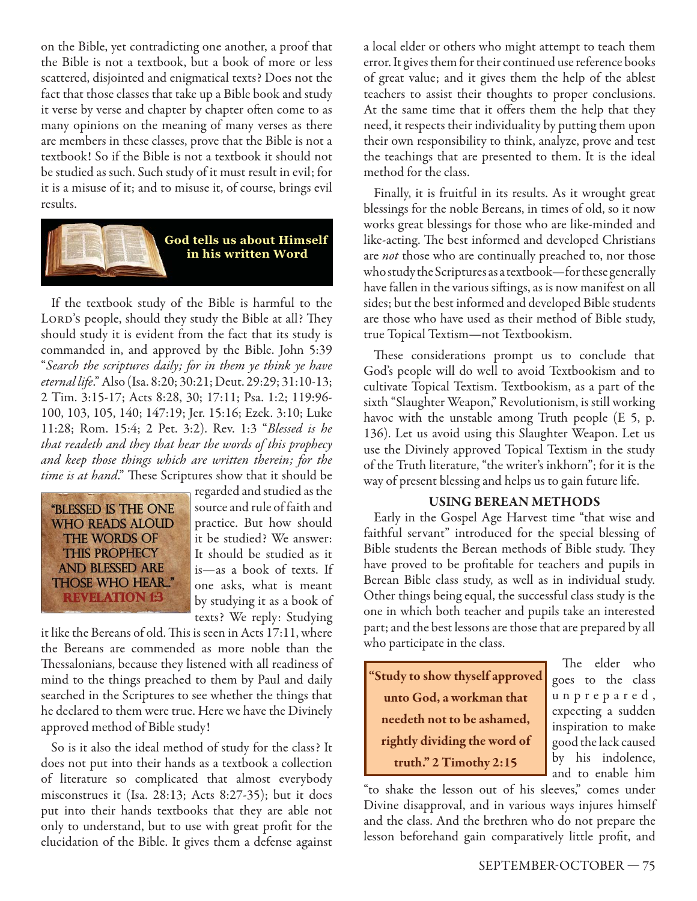on the Bible, yet contradicting one another, a proof that the Bible is not a textbook, but a book of more or less scattered, disjointed and enigmatical texts? Does not the fact that those classes that take up a Bible book and study it verse by verse and chapter by chapter often come to as many opinions on the meaning of many verses as there are members in these classes, prove that the Bible is not a textbook! So if the Bible is not a textbook it should not be studied as such. Such study of it must result in evil; for it is a misuse of it; and to misuse it, of course, brings evil results.

**God tells us about Himself in his written Word**

If the textbook study of the Bible is harmful to the LORD'S people, should they study the Bible at all? They should study it is evident from the fact that its study is commanded in, and approved by the Bible. John 5:39 "*Search the scriptures daily; for in them ye think ye have eternal life*." Also (Isa. 8:20; 30:21; Deut. 29:29; 31:10-13; 2 Tim. 3:15-17; Acts 8:28, 30; 17:11; Psa. 1:2; 119:96-100, 103, 105, 140; 147:19; Jer. 15:16; Ezek. 3:10; Luke 11:28; Rom. 15:4; 2 Pet. 3:2). Rev. 1:3 "*Blessed is he that readeth and they that hear the words of this prophecy and keep those things which are written therein; for the time is at hand*." These Scriptures show that it should be regarded and studied as the source and rule of faith and practice. But how should it be studied? We answer: It should be studied as it is—as a book of texts. If one asks, what is meant by studying it as a book of texts? We reply: Studying it like the Bereans of old. This is seen in Acts 17:11, where the Bereans are commended as more noble than the Thessalonians, because they listened with all readiness of mind to the things preached to them by Paul and daily searched in the Scriptures to see whether the things that he declared to them were true. Here we have the Divinely approved method of Bible study!

"BLESSED IS THE ONE WHO READS ALOUD THE WORDS OF THIS PROPHECY AND BLESSED ARE THOSE WHO HEAR..." REVELATION 1:3

So is it also the ideal method of study for the class? It does not put into their hands as a textbook a collection of literature so complicated that almost everybody misconstrues it (Isa. 28:13; Acts 8:27-35); but it does put into their hands textbooks that they are able not only to understand, but to use with great profit for the elucidation of the Bible. It gives them a defense against a local elder or others who might attempt to teach them error. It gives them for their continued use reference books of great value; and it gives them the help of the ablest teachers to assist their thoughts to proper conclusions. At the same time that it offers them the help that they need, it respects their individuality by putting them upon their own responsibility to think, analyze, prove and test the teachings that are presented to them. It is the ideal method for the class.

Finally, it is fruitful in its results. As it wrought great blessings for the noble Bereans, in times of old, so it now works great blessings for those who are like-minded and like-acting. The best informed and developed Christians are *not* those who are continually preached to, nor those who study the Scriptures as a textbook—for these generally have fallen in the various siftings, as is now manifest on all sides; but the best informed and developed Bible students are those who have used as their method of Bible study, true Topical Textism—not Textbookism.

These considerations prompt us to conclude that God's people will do well to avoid Textbookism and to cultivate Topical Textism. Textbookism, as a part of the sixth "Slaughter Weapon," Revolutionism, is still working havoc with the unstable among Truth people (E 5, p. 136). Let us avoid using this Slaughter Weapon. Let us use the Divinely approved Topical Textism in the study of the Truth literature, "the writer's inkhorn"; for it is the way of present blessing and helps us to gain future life.

## USING BEREAN METHODS

Early in the Gospel Age Harvest time "that wise and faithful servant" introduced for the special blessing of Bible students the Berean methods of Bible study. They have proved to be profitable for teachers and pupils in Berean Bible class study, as well as in individual study. Other things being equal, the successful class study is the one in which both teacher and pupils take an interested part; and the best lessons are those that are prepared by all who participate in the class.

**"Study to show thyself approved unto God, a workman that needeth not to be ashamed, rightly dividing the word of truth." 2 Timothy 2:15**

The elder who goes to the class unprepared, expecting a sudden inspiration to make good the lack caused by his indolence, and to enable him "to shake the lesson out of his sleeves," comes under Divine disapproval, and in various ways injures himself and the class. And the brethren who do not prepare the lesson beforehand gain comparatively little profit, and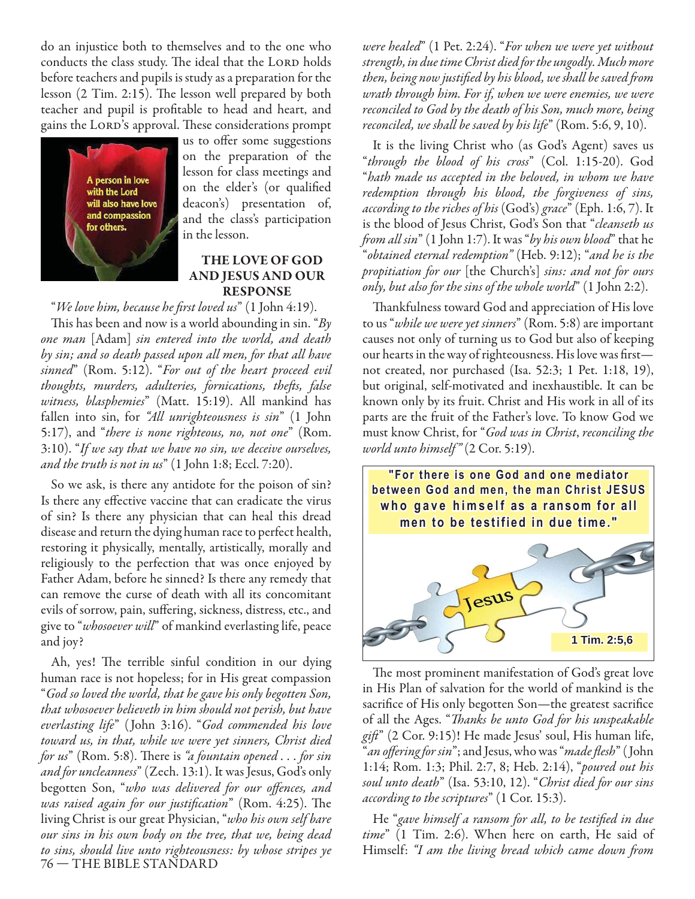do an injustice both to themselves and to the one who conducts the class study. The ideal that the LORD holds before teachers and pupils is study as a preparation for the lesson (2 Tim. 2:15). The lesson well prepared by both teacher and pupil is profitable to head and heart, and gains the LORD'S approval. These considerations prompt us to offer some suggestions on the preparation of the lesson for class meetings and on the elder's (or qualified deacon's) presentation of, and the class's participation in the lesson.

A person in love with the Lord will also have love and compassion for others.

### THE LOVE OF GOD AND JESUS AND OUR RESPONSE

"*We love him, because he first loved us*" (1 John 4:19).

This has been and now is a world abounding in sin. "*By one man* [Adam] *sin entered into the world, and death by sin; and so death passed upon all men, for that all have sinned*" (Rom. 5:12). "*For out of the heart proceed evil thoughts, murders, adulteries, fornications, thefts, false witness, blasphemies*" (Matt. 15:19). All mankind has fallen into sin, for *"All unrighteousness is sin*" (1 John 5:17), and "*there is none righteous, no, not one*" (Rom. 3:10). "*If we say that we have no sin, we deceive ourselves, and the truth is not in us*" (1 John 1:8; Eccl. 7:20).

So we ask, is there any antidote for the poison of sin? Is there any effective vaccine that can eradicate the virus of sin? Is there any physician that can heal this dread disease and return the dying human race to perfect health, restoring it physically, mentally, artistically, morally and religiously to the perfection that was once enjoyed by Father Adam, before he sinned? Is there any remedy that can remove the curse of death with all its concomitant evils of sorrow, pain, suffering, sickness, distress, etc., and give to "*whosoever will*" of mankind everlasting life, peace and joy?

Ah, yes! The terrible sinful condition in our dying human race is not hopeless; for in His great compassion "*God so loved the world, that he gave his only begotten Son, that whosoever believeth in him should not perish, but have everlasting life*" (John 3:16). "*God commended his love toward us, in that, while we were yet sinners, Christ died for us*" (Rom. 5:8). There is *"a fountain opened . . . for sin and for uncleanness*" (Zech. 13:1). It was Jesus, God's only begotten Son, "*who was delivered for our offences, and was raised again for our justification*" (Rom. 4:25). The living Christ is our great Physician, "*who his own self bare our sins in his own body on the tree, that we, being dead to sins, should live unto righteousness: by whose stripes ye were healed*" (1 Pet. 2:24). "*For when we were yet without strength, in due time Christ died for the ungodly. Much more then, being now justified by his blood, we shall be saved from wrath through him. For if, when we were enemies, we were reconciled to God by the death of his Son, much more, being reconciled, we shall be saved by his life*" (Rom. 5:6, 9, 10).

It is the living Christ who (as God's Agent) saves us "*through the blood of his cross*" (Col. 1:15-20). God "*hath made us accepted in the beloved, in whom we have redemption through his blood, the forgiveness of sins, according to the riches of his* (God's) *grace*" (Eph. 1:6, 7). It is the blood of Jesus Christ, God's Son that "*cleanseth us from all sin*" (1 John 1:7). It was "*by his own blood*" that he "*obtained eternal redemption"* (Heb. 9:12); "*and he is the propitiation for our* [the Church's] *sins: and not for ours only, but also for the sins of the whole world*" (1 John 2:2).

Thankfulness toward God and appreciation of His love to us "*while we were yet sinners*" (Rom. 5:8) are important causes not only of turning us to God but also of keeping our hearts in the way of righteousness. His love was first—not created, nor purchased (Isa. 52:3; 1 Pet. 1:18, 19), but original, self-motivated and inexhaustible. It can be known only by its fruit. Christ and His work in all of its parts are the fruit of the Father's love. To know God we must know Christ, for "*God was in Christ*, *reconciling the world unto himself"* (2 Cor. 5:19).

**"For there is one God and one mediator between God and men, the man Christ JESUS who gave himself as a ransom for all men to be testified in due time."**

Jesus

**1 Tim. 2:5,6**

The most prominent manifestation of God's great love in His Plan of salvation for the world of mankind is the sacrifice of His only begotten Son—the greatest sacrifice of all the Ages. "*Thanks be unto God for his unspeakable gift*" (2 Cor. 9:15)! He made Jesus' soul, His human life, "*an offering for sin*"; and Jesus, who was "*made flesh*" (John 1:14; Rom. 1:3; Phil. 2:7, 8; Heb. 2:14), "*poured out his soul unto death*" (Isa. 53:10, 12). "*Christ died for our sins according to the scriptures*" (1 Cor. 15:3).

He "*gave himself a ransom for all, to be testified in due time*" (1 Tim. 2:6). When here on earth, He said of Himself: *"I am the living bread which came down from*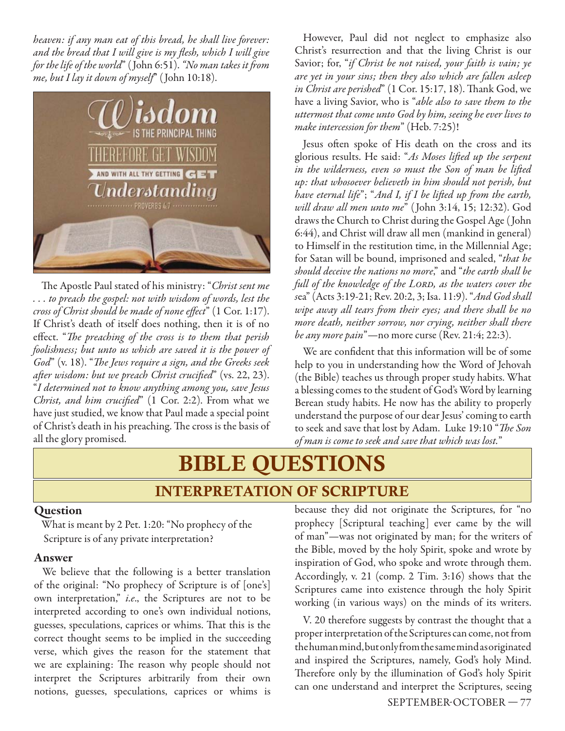*heaven: if any man eat of this bread, he shall live forever: and the bread that I will give is my flesh, which I will give for the life of the world*" (John 6:51). *"No man takes it from me, but I lay it down of myself"* (John 10:18).

The Apostle Paul stated of his ministry: "*Christ sent me . . . to preach the gospel: not with wisdom of words, lest the cross of Christ should be made of none effect*" (1 Cor. 1:17). If Christ's death of itself does nothing, then it is of no effect. "*The preaching of the cross is to them that perish foolishness; but unto us which are saved it is the power of God*" (v. 18). "*The Jews require a sign, and the Greeks seek after wisdom: but we preach Christ crucified*" (vs. 22, 23). "*I determined not to know anything among you, save Jesus Christ, and him crucified*" (1 Cor. 2:2). From what we have just studied, we know that Paul made a special point of Christ's death in his preaching. The cross is the basis of all the glory promised.

However, Paul did not neglect to emphasize also Christ's resurrection and that the living Christ is our Savior; for, "*if Christ be not raised, your faith is vain; ye are yet in your sins; then they also which are fallen asleep in Christ are perished*" (1 Cor. 15:17, 18). Thank God, we have a living Savior, who is "*able also to save them to the uttermost that come unto God by him, seeing he ever lives to make intercession for them*" (Heb. 7:25)!

Jesus often spoke of His death on the cross and its glorious results. He said: "*As Moses lifted up the serpent in the wilderness, even so must the Son of man be lifted up: that whosoever believeth in him should not perish, but have eternal life*"; "*And I, if I be lifted up from the earth, will draw all men unto me*" (John 3:14, 15; 12:32). God draws the Church to Christ during the Gospel Age (John 6:44), and Christ will draw all men (mankind in general) to Himself in the restitution time, in the Millennial Age; for Satan will be bound, imprisoned and sealed, "*that he should deceive the nations no more*," and "*the earth shall be full of the knowledge of the Lord, as the waters cover the sea*" (Acts 3:19-21; Rev. 20:2, 3; Isa. 11:9). "*And God shall wipe away all tears from their eyes; and there shall be no more death, neither sorrow, nor crying, neither shall there be any more pain*"—no more curse (Rev. 21:4; 22:3).

We are confident that this information will be of some help to you in understanding how the Word of Jehovah (the Bible) teaches us through proper study habits. What a blessing comes to the student of God's Word by learning Berean study habits. He now has the ability to properly understand the purpose of our dear Jesus' coming to earth to seek and save that lost by Adam. Luke 19:10 "*The Son of man is come to seek and save that which was lost.*"

# BIBLE QUESTIONS

## INTERPRETATION OF SCRIPTURE

### Question

What is meant by 2 Pet. 1:20: "No prophecy of the Scripture is of any private interpretation?

### Answer

We believe that the following is a better translation of the original: "No prophecy of Scripture is of [one's] own interpretation," *i.e*., the Scriptures are not to be interpreted according to one's own individual notions, guesses, speculations, caprices or whims. That this is the correct thought seems to be implied in the succeeding verse, which gives the reason for the statement that we are explaining: The reason why people should not interpret the Scriptures arbitrarily from their own notions, guesses, speculations, caprices or whims is because they did not originate the Scriptures, for "no prophecy [Scriptural teaching] ever came by the will of man"—was not originated by man; for the writers of the Bible, moved by the holy Spirit, spoke and wrote by inspiration of God, who spoke and wrote through them. Accordingly, v. 21 (comp. 2 Tim. 3:16) shows that the Scriptures came into existence through the holy Spirit working (in various ways) on the minds of its writers.

V. 20 therefore suggests by contrast the thought that a proper interpretation of the Scriptures can come, not from the human mind, but only from the same mind as originated and inspired the Scriptures, namely, God's holy Mind. Therefore only by the illumination of God's holy Spirit can one understand and interpret the Scriptures, seeing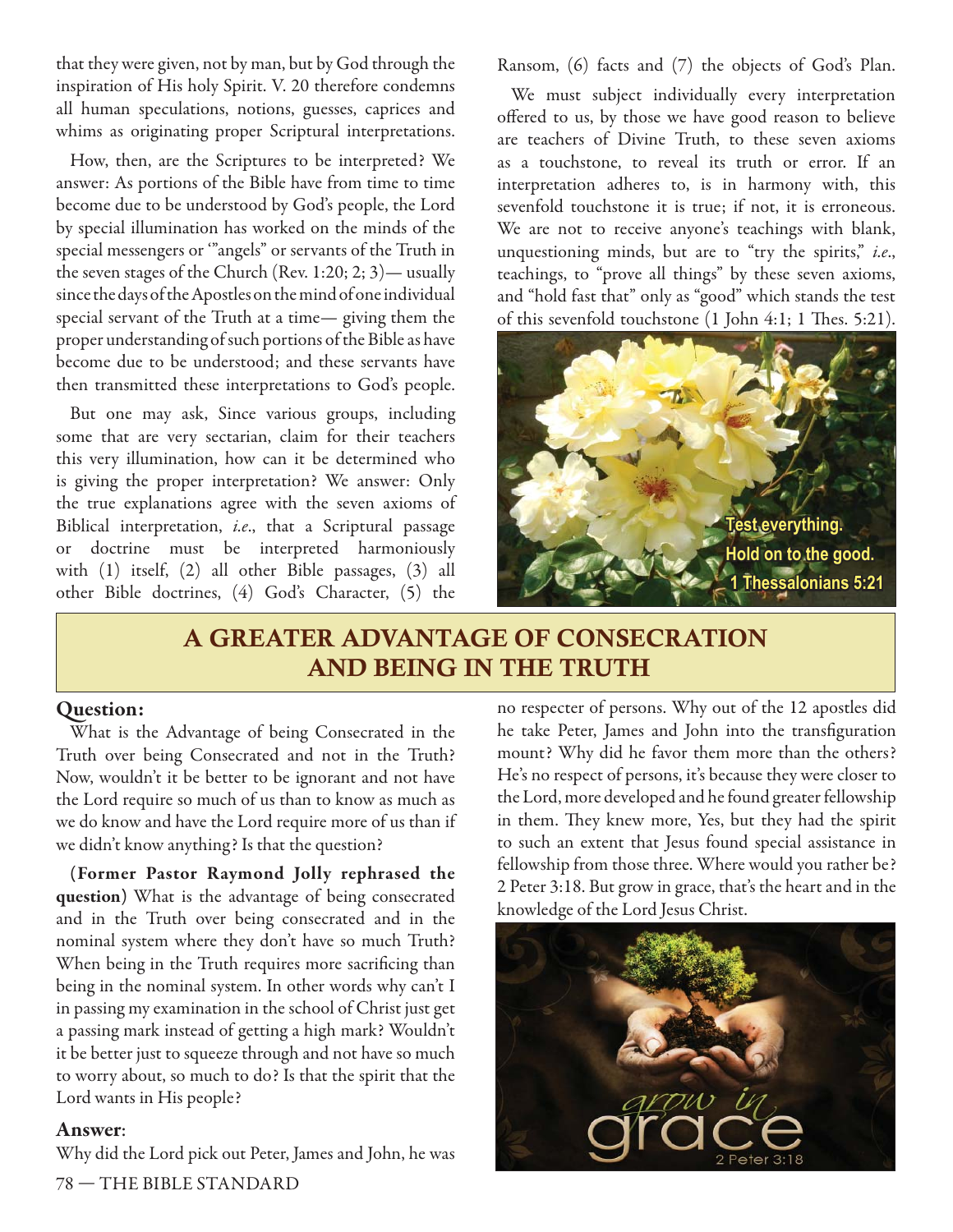that they were given, not by man, but by God through the inspiration of His holy Spirit. V. 20 therefore condemns all human speculations, notions, guesses, caprices and whims as originating proper Scriptural interpretations.

How, then, are the Scriptures to be interpreted? We answer: As portions of the Bible have from time to time become due to be understood by God's people, the Lord by special illumination has worked on the minds of the special messengers or '"angels" or servants of the Truth in the seven stages of the Church (Rev. 1:20; 2; 3)— usually since the days of the Apostles on the mind of one individual special servant of the Truth at a time— giving them the proper understanding of such portions of the Bible as have become due to be understood; and these servants have then transmitted these interpretations to God's people.

But one may ask, Since various groups, including some that are very sectarian, claim for their teachers this very illumination, how can it be determined who is giving the proper interpretation? We answer: Only the true explanations agree with the seven axioms of Biblical interpretation, *i.e*., that a Scriptural passage or doctrine must be interpreted harmoniously with (1) itself, (2) all other Bible passages, (3) all other Bible doctrines, (4) God's Character, (5) the Ransom, (6) facts and (7) the objects of God's Plan.

We must subject individually every interpretation offered to us, by those we have good reason to believe are teachers of Divine Truth, to these seven axioms as a touchstone, to reveal its truth or error. If an interpretation adheres to, is in harmony with, this sevenfold touchstone it is true; if not, it is erroneous. We are not to receive anyone's teachings with blank, unquestioning minds, but are to "try the spirits," *i.e*., teachings, to "prove all things" by these seven axioms, and "hold fast that" only as "good" which stands the test of this sevenfold touchstone (1 John 4:1; 1 Thes. 5:21).

## A GREATER ADVANTAGE OF CONSECRATION AND BEING IN THE TRUTH

### Question:

What is the Advantage of being Consecrated in the Truth over being Consecrated and not in the Truth? Now, wouldn't it be better to be ignorant and not have the Lord require so much of us than to know as much as we do know and have the Lord require more of us than if we didn't know anything? Is that the question?

**(Former Pastor Raymond Jolly rephrased the question)** What is the advantage of being consecrated and in the Truth over being consecrated and in the nominal system where they don't have so much Truth? When being in the Truth requires more sacrificing than being in the nominal system. In other words why can't I in passing my examination in the school of Christ just get a passing mark instead of getting a high mark? Wouldn't it be better just to squeeze through and not have so much to worry about, so much to do? Is that the spirit that the Lord wants in His people?

### Answer:

Why did the Lord pick out Peter, James and John, he was no respecter of persons. Why out of the 12 apostles did he take Peter, James and John into the transfiguration mount? Why did he favor them more than the others? He's no respect of persons, it's because they were closer to the Lord, more developed and he found greater fellowship in them. They knew more, Yes, but they had the spirit to such an extent that Jesus found special assistance in fellowship from those three. Where would you rather be? 2 Peter 3:18. But grow in grace, that's the heart and in the knowledge of the Lord Jesus Christ.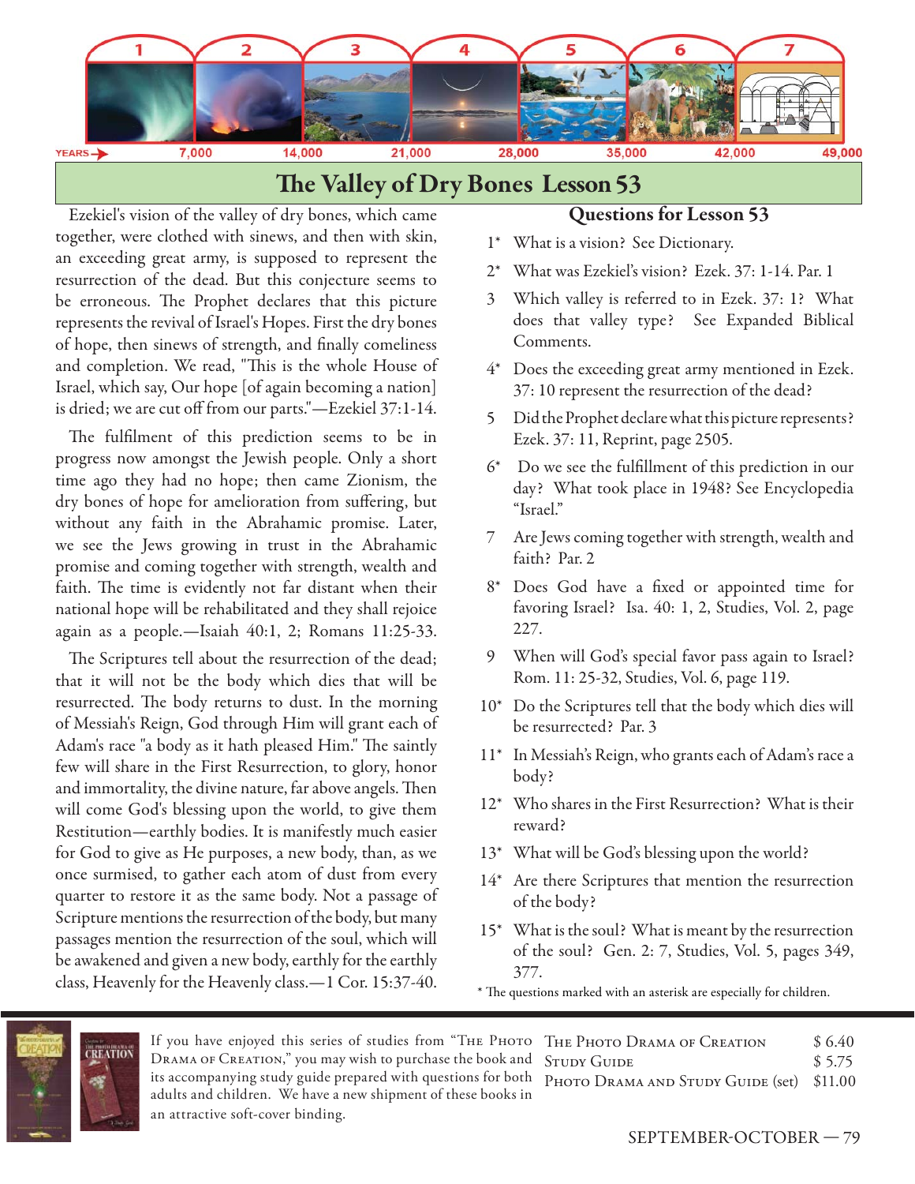1 2 3 4 5 6 7

YEARS → 7,000 14,000 21,000 28,000 35,000 42,000 49,000

# The Valley of Dry Bones Lesson 53

Ezekiel's vision of the valley of dry bones, which came together, were clothed with sinews, and then with skin, an exceeding great army, is supposed to represent the resurrection of the dead. But this conjecture seems to be erroneous. The Prophet declares that this picture represents the revival of Israel's Hopes. First the dry bones of hope, then sinews of strength, and finally comeliness and completion. We read, "This is the whole House of Israel, which say, Our hope [of again becoming a nation] is dried; we are cut off from our parts."—Ezekiel 37:1-14.

The fulfilment of this prediction seems to be in progress now amongst the Jewish people. Only a short time ago they had no hope; then came Zionism, the dry bones of hope for amelioration from suffering, but without any faith in the Abrahamic promise. Later, we see the Jews growing in trust in the Abrahamic promise and coming together with strength, wealth and faith. The time is evidently not far distant when their national hope will be rehabilitated and they shall rejoice again as a people.—Isaiah 40:1, 2; Romans 11:25-33.

The Scriptures tell about the resurrection of the dead; that it will not be the body which dies that will be resurrected. The body returns to dust. In the morning of Messiah's Reign, God through Him will grant each of Adam's race "a body as it hath pleased Him." The saintly few will share in the First Resurrection, to glory, honor and immortality, the divine nature, far above angels. Then will come God's blessing upon the world, to give them Restitution—earthly bodies. It is manifestly much easier for God to give as He purposes, a new body, than, as we once surmised, to gather each atom of dust from every quarter to restore it as the same body. Not a passage of Scripture mentions the resurrection of the body, but many passages mention the resurrection of the soul, which will be awakened and given a new body, earthly for the earthly class, Heavenly for the Heavenly class.—1 Cor. 15:37-40.

## Questions for Lesson 53

1* What is a vision? See Dictionary.

2* What was Ezekiel's vision? Ezek. 37: 1-14. Par. 1

3 Which valley is referred to in Ezek. 37: 1? What does that valley type? See Expanded Biblical Comments.

4* Does the exceeding great army mentioned in Ezek. 37: 10 represent the resurrection of the dead?

5 Did the Prophet declare what this picture represents? Ezek. 37: 11, Reprint, page 2505.

6* Do we see the fulfillment of this prediction in our day? What took place in 1948? See Encyclopedia "Israel."

7 Are Jews coming together with strength, wealth and faith? Par. 2

8* Does God have a fixed or appointed time for favoring Israel? Isa. 40: 1, 2, Studies, Vol. 2, page 227.

9 When will God's special favor pass again to Israel? Rom. 11: 25-32, Studies, Vol. 6, page 119.

10* Do the Scriptures tell that the body which dies will be resurrected? Par. 3

11* In Messiah's Reign, who grants each of Adam's race a body?

12* Who shares in the First Resurrection? What is their reward?

13* What will be God's blessing upon the world?

14* Are there Scriptures that mention the resurrection of the body?

15* What is the soul? What is meant by the resurrection of the soul? Gen. 2: 7, Studies, Vol. 5, pages 349, 377.

* The questions marked with an asterisk are especially for children.

---

If you have enjoyed this series of studies from "The Photo Drama of Creation," you may wish to purchase the book and its accompanying study guide prepared with questions for both adults and children. We have a new shipment of these books in an attractive soft-cover binding.

| | |
|---|---|
| The Photo Drama of Creation | $ 6.40 |
| Study Guide | $ 5.75 |
| Photo Drama and Study Guide (set) | $11.00 |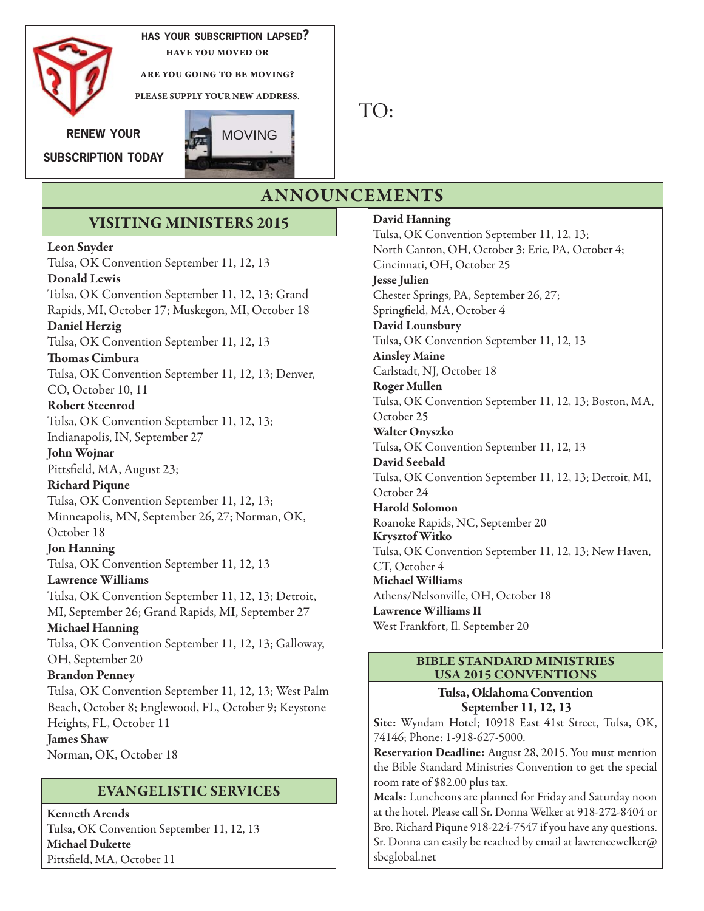**HAS YOUR SUBSCRIPTION LAPSED?**

HAVE YOU MOVED OR

ARE YOU GOING TO BE MOVING?

PLEASE SUPPLY YOUR NEW ADDRESS.

**RENEW YOUR SUBSCRIPTION TODAY**

MOVING

TO:

# ANNOUNCEMENTS

## VISITING MINISTERS 2015

**Leon Snyder**
Tulsa, OK Convention September 11, 12, 13

**Donald Lewis**
Tulsa, OK Convention September 11, 12, 13; Grand Rapids, MI, October 17; Muskegon, MI, October 18

**Daniel Herzig**
Tulsa, OK Convention September 11, 12, 13

**Thomas Cimbura**
Tulsa, OK Convention September 11, 12, 13; Denver, CO, October 10, 11

**Robert Steenrod**
Tulsa, OK Convention September 11, 12, 13; Indianapolis, IN, September 27

**John Wojnar**
Pittsfield, MA, August 23;

**Richard Piqune**
Tulsa, OK Convention September 11, 12, 13; Minneapolis, MN, September 26, 27; Norman, OK, October 18

**Jon Hanning**
Tulsa, OK Convention September 11, 12, 13

**Lawrence Williams**
Tulsa, OK Convention September 11, 12, 13; Detroit, MI, September 26; Grand Rapids, MI, September 27

**Michael Hanning**
Tulsa, OK Convention September 11, 12, 13; Galloway, OH, September 20

**Brandon Penney**
Tulsa, OK Convention September 11, 12, 13; West Palm Beach, October 8; Englewood, FL, October 9; Keystone Heights, FL, October 11

**James Shaw**
Norman, OK, October 18

**David Hanning**
Tulsa, OK Convention September 11, 12, 13; North Canton, OH, October 3; Erie, PA, October 4; Cincinnati, OH, October 25

**Jesse Julien**
Chester Springs, PA, September 26, 27; Springfield, MA, October 4

**David Lounsbury**
Tulsa, OK Convention September 11, 12, 13

**Ainsley Maine**
Carlstadt, NJ, October 18

**Roger Mullen**
Tulsa, OK Convention September 11, 12, 13; Boston, MA, October 25

**Walter Onyszko**
Tulsa, OK Convention September 11, 12, 13

**David Seebald**
Tulsa, OK Convention September 11, 12, 13; Detroit, MI, October 24

**Harold Solomon**
Roanoke Rapids, NC, September 20

**Krysztof Witko**
Tulsa, OK Convention September 11, 12, 13; New Haven, CT, October 4

**Michael Williams**
Athens/Nelsonville, OH, October 18

**Lawrence Williams II**
West Frankfort, Il. September 20

## EVANGELISTIC SERVICES

**Kenneth Arends**
Tulsa, OK Convention September 11, 12, 13

**Michael Dukette**
Pittsfield, MA, October 11

## BIBLE STANDARD MINISTRIES USA 2015 CONVENTIONS

### Tulsa, Oklahoma Convention
### September 11, 12, 13

**Site:** Wyndam Hotel; 10918 East 41st Street, Tulsa, OK, 74146; Phone: 1-918-627-5000.

**Reservation Deadline:** August 28, 2015. You must mention the Bible Standard Ministries Convention to get the special room rate of $82.00 plus tax.

**Meals:** Luncheons are planned for Friday and Saturday noon at the hotel. Please call Sr. Donna Welker at 918-272-8404 or Bro. Richard Piqune 918-224-7547 if you have any questions. Sr. Donna can easily be reached by email at lawrencewelker@sbcglobal.net